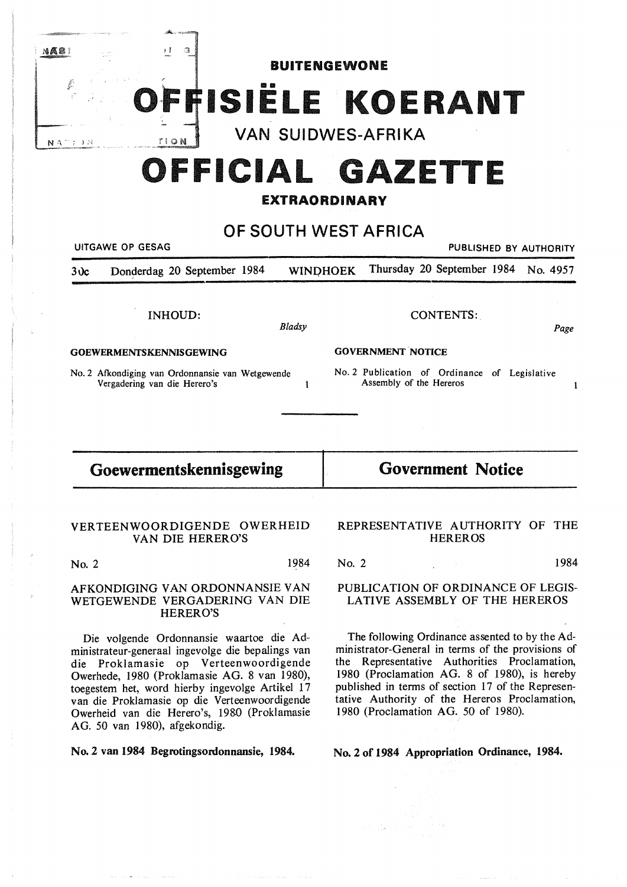# BUITENGEWONE OFFISIËLE KOERANT VAN SUIDWES-AFRIKA

# OFFICIAL GAZETTE EXTRAORDINARY OF SOUTH WEST AFRICA

UITGAWE OP GESAG — PUBLISHED BY AUTHORITY

30c Donderdag 20 September 1984 WINDHOEK Thursday 20 September 1984 No. 4957

**INHOUD:**

*Bladsy*

**GOEWERMENTSKENNISGEWING**

No. 2 Afkondiging van Ordonnansie van Wetgewende Vergadering van die Herero's ..... 1

**CONTENTS:**

*Page*

**GOVERNMENT NOTICE**

No. 2 Publication of Ordinance of Legislative Assembly of the Hereros ..... 1

## Goewermentskennisgewing

### VERTEENWOORDIGENDE OWERHEID VAN DIE HERERO'S

No. 2 1984

### AFKONDIGING VAN ORDONNANSIE VAN WETGEWENDE VERGADERING VAN DIE HERERO'S

Die volgende Ordonnansie waartoe die Administrateur-generaal ingevolge die bepalings van die Proklamasie op Verteenwoordigende Owerhede, 1980 (Proklamasie AG. 8 van 1980), toegestem het, word hierby ingevolge Artikel 17 van die Proklamasie op die Verteenwoordigende Owerheid van die Herero's, 1980 (Proklamasie AG. 50 van 1980), afgekondig.

**No. 2 van 1984 Begrotingsordonnansie, 1984.**

## Government Notice

### REPRESENTATIVE AUTHORITY OF THE HEREROS

No. 2 1984

### PUBLICATION OF ORDINANCE OF LEGISLATIVE ASSEMBLY OF THE HEREROS

The following Ordinance assented to by the Administrator-General in terms of the provisions of the Representative Authorities Proclamation, 1980 (Proclamation AG. 8 of 1980), is hereby published in terms of section 17 of the Representative Authority of the Hereros Proclamation, 1980 (Proclamation AG. 50 of 1980).

**No. 2 of 1984 Appropriation Ordinance, 1984.**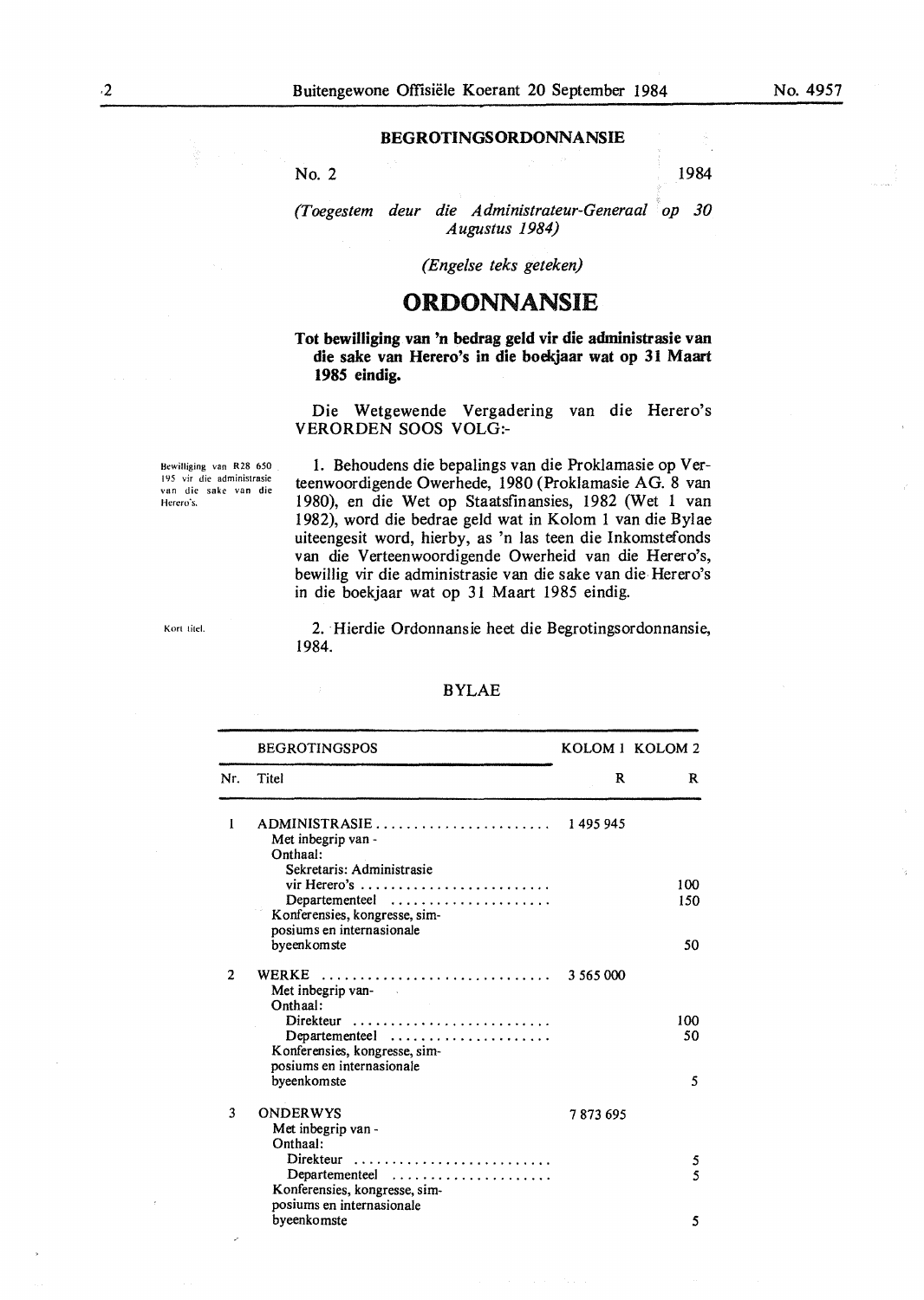## BEGROTINGSORDONNANSIE

No. 2 1984

*(Toegestem deur die Administrateur-Generaal op 30 Augustus 1984)*

*(Engelse teks geteken)*

# ORDONNANSIE

**Tot bewilliging van 'n bedrag geld vir die administrasie van die sake van Herero's in die boekjaar wat op 31 Maart 1985 eindig.**

Die Wetgewende Vergadering van die Herero's VERORDEN SOOS VOLG:-

Bewilliging van R28 650 195 vir die administrasie van die sake van die Herero's.

1. Behoudens die bepalings van die Proklamasie op Verteenwoordigende Owerhede, 1980 (Proklamasie AG. 8 van 1980), en die Wet op Staatsfinansies, 1982 (Wet 1 van 1982), word die bedrae geld wat in Kolom 1 van die Bylae uiteengesit word, hierby, as 'n las teen die Inkomstefonds van die Verteenwoordigende Owerheid van die Herero's, bewillig vir die administrasie van die sake van die Herero's in die boekjaar wat op 31 Maart 1985 eindig.

Kort titel.

2. Hierdie Ordonnansie heet die Begrotingsordonnansie, 1984.

BYLAE

| BEGROTINGSPOS | | KOLOM 1 | KOLOM 2 |
|---|---|---|---|
| Nr. | Titel | R | R |
| 1 | ADMINISTRASIE ........................ | 1 495 945 | |
| | Met inbegrip van - | | |
| | Onthaal: | | |
| | Sekretaris: Administrasie vir Herero's ........................ | | 100 |
| | Departementeel .................... | | 150 |
| | Konferensies, kongresse, simposiums en internasionale byeenkomste | | 50 |
| 2 | WERKE .............................. | 3 565 000 | |
| | Met inbegrip van- | | |
| | Onthaal: | | |
| | Direkteur .......................... | | 100 |
| | Departementeel .................... | | 50 |
| | Konferensies, kongresse, simposiums en internasionale byeenkomste | | 5 |
| 3 | ONDERWYS | 7 873 695 | |
| | Met inbegrip van - | | |
| | Onthaal: | | |
| | Direkteur .......................... | | 5 |
| | Departementeel .................... | | 5 |
| | Konferensies, kongresse, simposiums en internasionale byeenkomste | | 5 |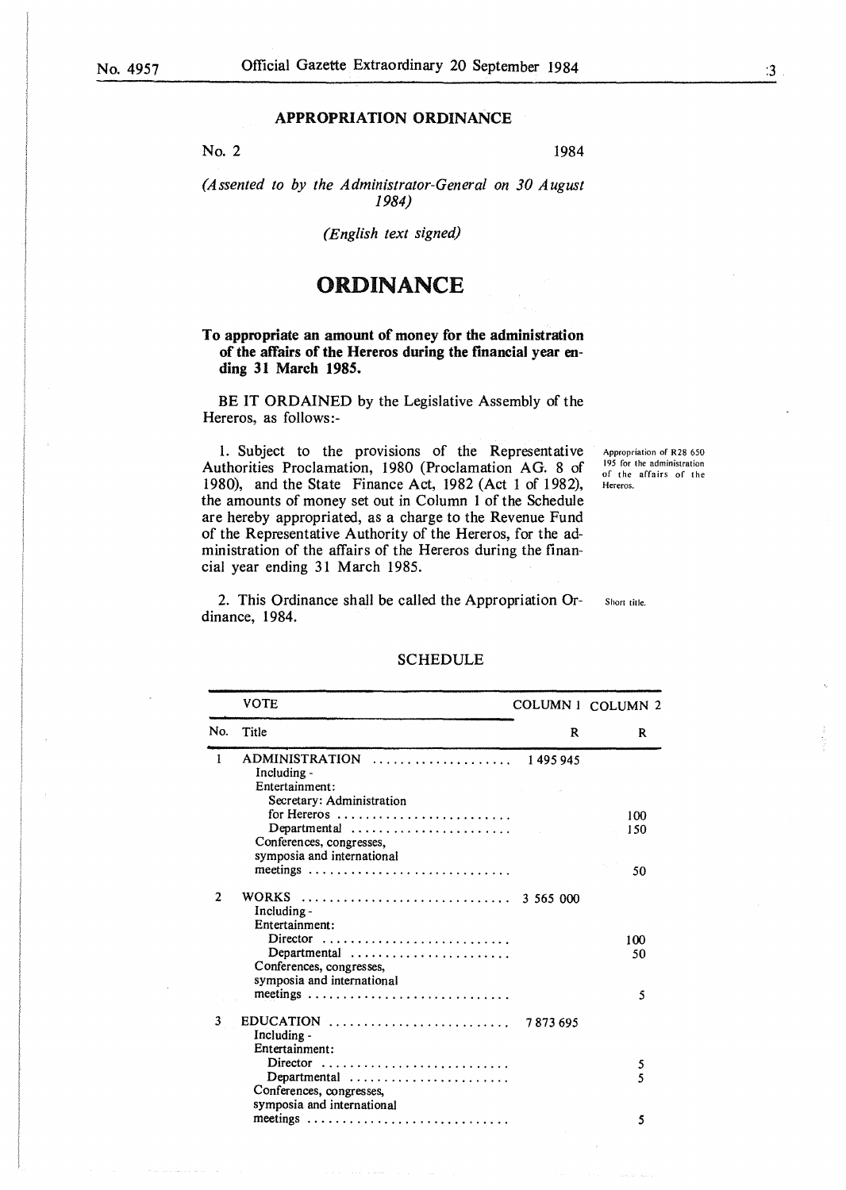## APPROPRIATION ORDINANCE

No. 2 1984

*(Assented to by the Administrator-General on 30 August 1984)*

*(English text signed)*

# ORDINANCE

**To appropriate an amount of money for the administration of the affairs of the Hereros during the financial year ending 31 March 1985.**

BE IT ORDAINED by the Legislative Assembly of the Hereros, as follows:-

Appropriation of R28 650 195 for the administration of the affairs of the Hereros.

1. Subject to the provisions of the Representative Authorities Proclamation, 1980 (Proclamation AG. 8 of 1980), and the State Finance Act, 1982 (Act 1 of 1982), the amounts of money set out in Column 1 of the Schedule are hereby appropriated, as a charge to the Revenue Fund of the Representative Authority of the Hereros, for the administration of the affairs of the Hereros during the financial year ending 31 March 1985.

Short title.

2. This Ordinance shall be called the Appropriation Ordinance, 1984.

SCHEDULE

| No. | VOTE Title | COLUMN 1 R | COLUMN 2 R |
|---|---|---|---|
| 1 | ADMINISTRATION | 1 495 945 | |
| | Including - | | |
| | Entertainment: | | |
| | Secretary: Administration for Hereros | | 100 |
| | Departmental | | 150 |
| | Conferences, congresses, symposia and international meetings | | 50 |
| 2 | WORKS | 3 565 000 | |
| | Including - | | |
| | Entertainment: | | |
| | Director | | 100 |
| | Departmental | | 50 |
| | Conferences, congresses, symposia and international meetings | | 5 |
| 3 | EDUCATION | 7 873 695 | |
| | Including - | | |
| | Entertainment: | | |
| | Director | | 5 |
| | Departmental | | 5 |
| | Conferences, congresses, symposia and international meetings | | 5 |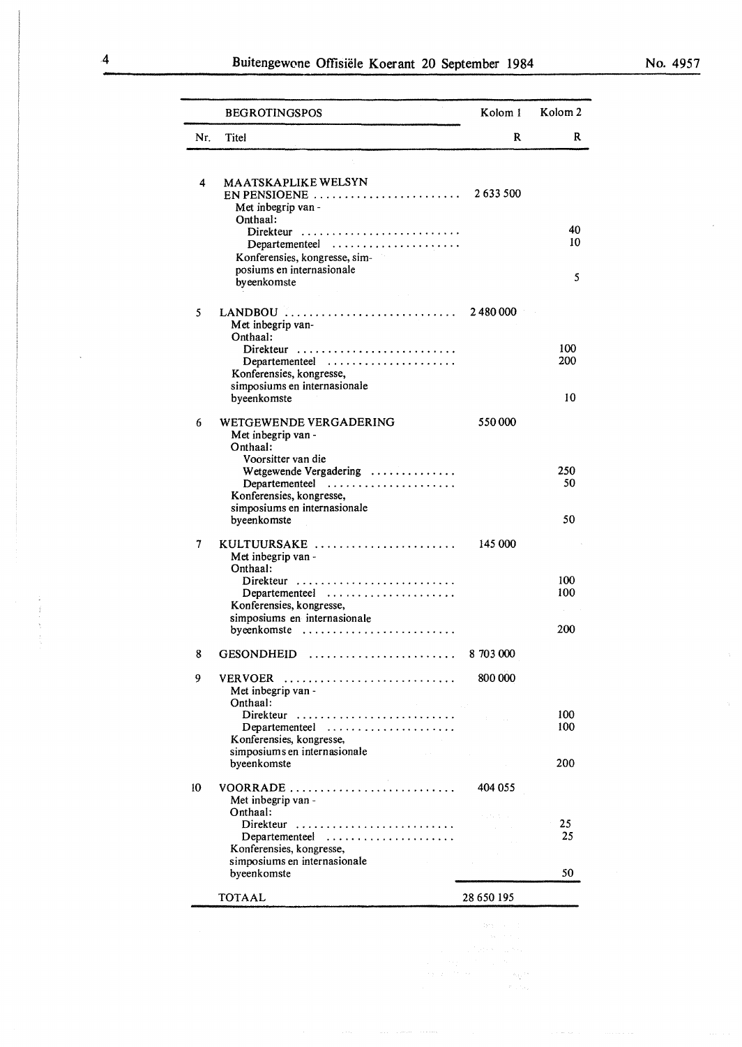| BEGROTINGSPOS | | Kolom 1 | Kolom 2 |
|---|---|---|---|
| Nr. | Titel | R | R |
| 4 | MAATSKAPLIKE WELSYN EN PENSIOENE | 2 633 500 | |
| | Met inbegrip van - | | |
| | Onthaal: | | |
| | Direkteur | | 40 |
| | Departementeel | | 10 |
| | Konferensies, kongresse, simposiums en internasionale byeenkomste | | 5 |
| 5 | LANDBOU | 2 480 000 | |
| | Met inbegrip van- | | |
| | Onthaal: | | |
| | Direkteur | | 100 |
| | Departementeel | | 200 |
| | Konferensies, kongresse, simposiums en internasionale byeenkomste | | 10 |
| 6 | WETGEWENDE VERGADERING | 550 000 | |
| | Met inbegrip van - | | |
| | Onthaal: | | |
| | Voorsitter van die Wetgewende Vergadering | | 250 |
| | Departementeel | | 50 |
| | Konferensies, kongresse, simposiums en internasionale byeenkomste | | 50 |
| 7 | KULTUURSAKE | 145 000 | |
| | Met inbegrip van - | | |
| | Onthaal: | | |
| | Direkteur | | 100 |
| | Departementeel | | 100 |
| | Konferensies, kongresse, simposiums en internasionale byeenkomste | | 200 |
| 8 | GESONDHEID | 8 703 000 | |
| 9 | VERVOER | 800 000 | |
| | Met inbegrip van - | | |
| | Onthaal: | | |
| | Direkteur | | 100 |
| | Departementeel | | 100 |
| | Konferensies, kongresse, simposiums en internasionale byeenkomste | | 200 |
| 10 | VOORRADE | 404 055 | |
| | Met inbegrip van - | | |
| | Onthaal: | | |
| | Direkteur | | 25 |
| | Departementeel | | 25 |
| | Konferensies, kongresse, simposiums en internasionale byeenkomste | | 50 |
| | TOTAAL | 28 650 195 | |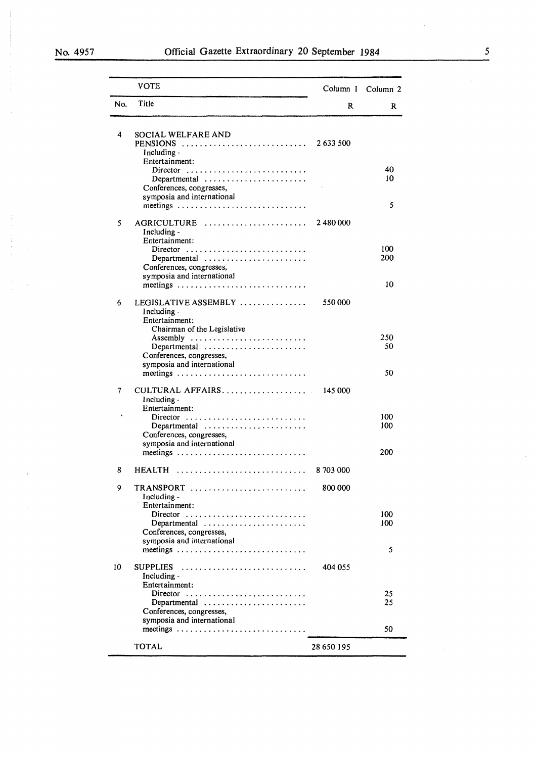| VOTE | | Column 1 | Column 2 |
|---|---|---|---|
| No. | Title | R | R |
| 4 | SOCIAL WELFARE AND PENSIONS | 2 633 500 | |
| | Including - | | |
| | Entertainment: | | |
| | Director | | 40 |
| | Departmental | | 10 |
| | Conferences, congresses, symposia and international meetings | | 5 |
| 5 | AGRICULTURE | 2 480 000 | |
| | Including - | | |
| | Entertainment: | | |
| | Director | | 100 |
| | Departmental | | 200 |
| | Conferences, congresses, symposia and international meetings | | 10 |
| 6 | LEGISLATIVE ASSEMBLY | 550 000 | |
| | Including - | | |
| | Entertainment: | | |
| | Chairman of the Legislative Assembly | | 250 |
| | Departmental | | 50 |
| | Conferences, congresses, symposia and international meetings | | 50 |
| 7 | CULTURAL AFFAIRS | 145 000 | |
| | Including - | | |
| | Entertainment: | | |
| | Director | | 100 |
| | Departmental | | 100 |
| | Conferences, congresses, symposia and international meetings | | 200 |
| 8 | HEALTH | 8 703 000 | |
| 9 | TRANSPORT | 800 000 | |
| | Including - | | |
| | Entertainment: | | |
| | Director | | 100 |
| | Departmental | | 100 |
| | Conferences, congresses, symposia and international meetings | | 5 |
| 10 | SUPPLIES | 404 055 | |
| | Including - | | |
| | Entertainment: | | |
| | Director | | 25 |
| | Departmental | | 25 |
| | Conferences, congresses, symposia and international meetings | | 50 |
| | TOTAL | 28 650 195 | |